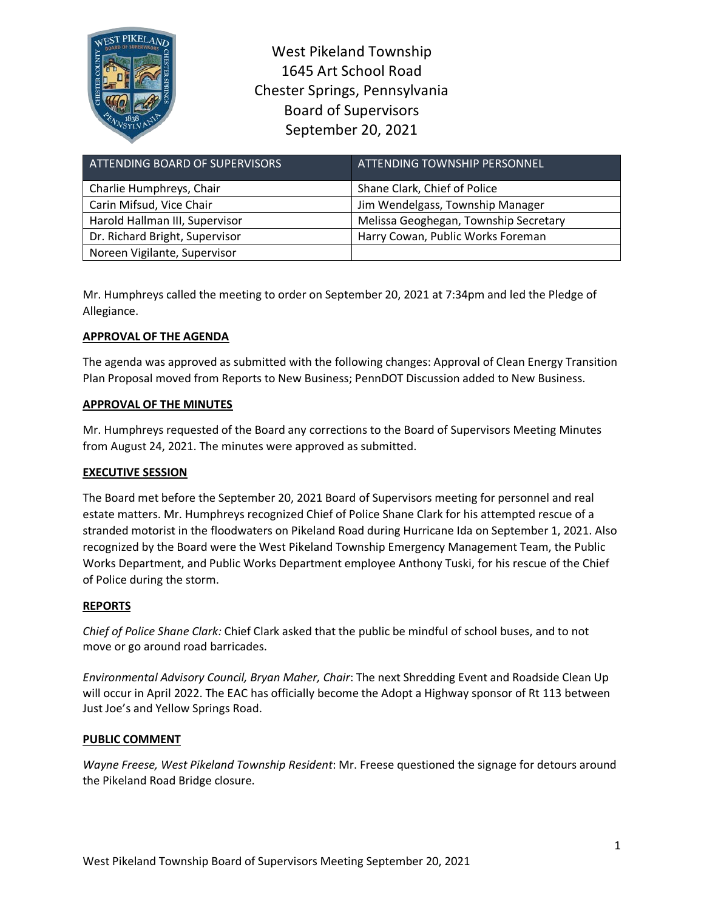West Pikeland Township
1645 Art School Road
Chester Springs, Pennsylvania
Board of Supervisors
September 20, 2021

| ATTENDING BOARD OF SUPERVISORS | ATTENDING TOWNSHIP PERSONNEL |
|---|---|
| Charlie Humphreys, Chair | Shane Clark, Chief of Police |
| Carin Mifsud, Vice Chair | Jim Wendelgass, Township Manager |
| Harold Hallman III, Supervisor | Melissa Geoghegan, Township Secretary |
| Dr. Richard Bright, Supervisor | Harry Cowan, Public Works Foreman |
| Noreen Vigilante, Supervisor | |

Mr. Humphreys called the meeting to order on September 20, 2021 at 7:34pm and led the Pledge of Allegiance.

**APPROVAL OF THE AGENDA**

The agenda was approved as submitted with the following changes: Approval of Clean Energy Transition Plan Proposal moved from Reports to New Business; PennDOT Discussion added to New Business.

**APPROVAL OF THE MINUTES**

Mr. Humphreys requested of the Board any corrections to the Board of Supervisors Meeting Minutes from August 24, 2021. The minutes were approved as submitted.

**EXECUTIVE SESSION**

The Board met before the September 20, 2021 Board of Supervisors meeting for personnel and real estate matters. Mr. Humphreys recognized Chief of Police Shane Clark for his attempted rescue of a stranded motorist in the floodwaters on Pikeland Road during Hurricane Ida on September 1, 2021. Also recognized by the Board were the West Pikeland Township Emergency Management Team, the Public Works Department, and Public Works Department employee Anthony Tuski, for his rescue of the Chief of Police during the storm.

**REPORTS**

*Chief of Police Shane Clark:* Chief Clark asked that the public be mindful of school buses, and to not move or go around road barricades.

*Environmental Advisory Council, Bryan Maher, Chair*: The next Shredding Event and Roadside Clean Up will occur in April 2022. The EAC has officially become the Adopt a Highway sponsor of Rt 113 between Just Joe's and Yellow Springs Road.

**PUBLIC COMMENT**

*Wayne Freese, West Pikeland Township Resident*: Mr. Freese questioned the signage for detours around the Pikeland Road Bridge closure.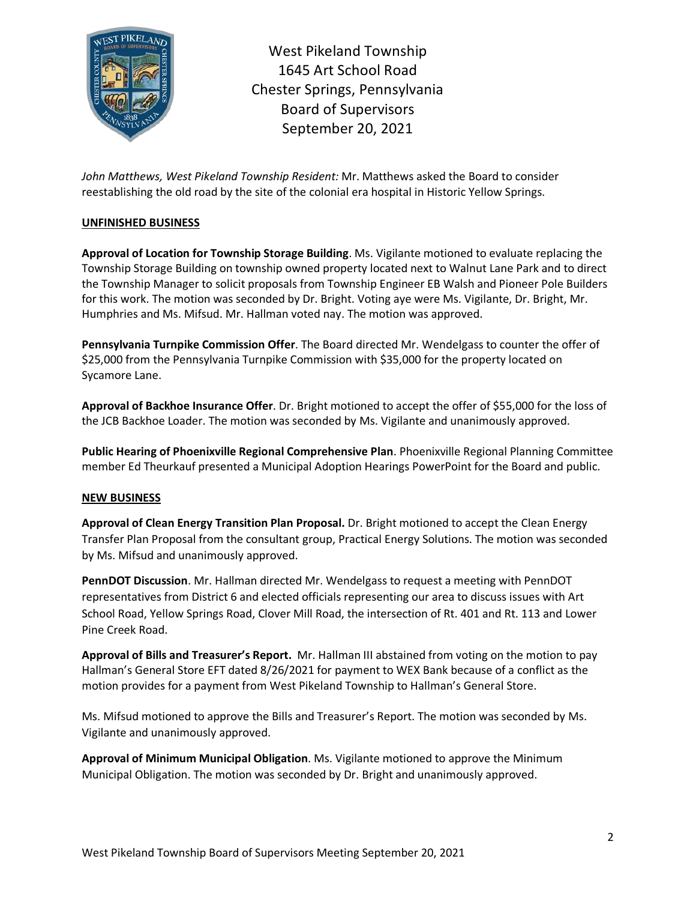*John Matthews, West Pikeland Township Resident:* Mr. Matthews asked the Board to consider reestablishing the old road by the site of the colonial era hospital in Historic Yellow Springs.

**UNFINISHED BUSINESS**

**Approval of Location for Township Storage Building**. Ms. Vigilante motioned to evaluate replacing the Township Storage Building on township owned property located next to Walnut Lane Park and to direct the Township Manager to solicit proposals from Township Engineer EB Walsh and Pioneer Pole Builders for this work. The motion was seconded by Dr. Bright. Voting aye were Ms. Vigilante, Dr. Bright, Mr. Humphries and Ms. Mifsud. Mr. Hallman voted nay. The motion was approved.

**Pennsylvania Turnpike Commission Offer**. The Board directed Mr. Wendelgass to counter the offer of $25,000 from the Pennsylvania Turnpike Commission with $35,000 for the property located on Sycamore Lane.

**Approval of Backhoe Insurance Offer**. Dr. Bright motioned to accept the offer of $55,000 for the loss of the JCB Backhoe Loader. The motion was seconded by Ms. Vigilante and unanimously approved.

**Public Hearing of Phoenixville Regional Comprehensive Plan**. Phoenixville Regional Planning Committee member Ed Theurkauf presented a Municipal Adoption Hearings PowerPoint for the Board and public.

**NEW BUSINESS**

**Approval of Clean Energy Transition Plan Proposal.** Dr. Bright motioned to accept the Clean Energy Transfer Plan Proposal from the consultant group, Practical Energy Solutions. The motion was seconded by Ms. Mifsud and unanimously approved.

**PennDOT Discussion**. Mr. Hallman directed Mr. Wendelgass to request a meeting with PennDOT representatives from District 6 and elected officials representing our area to discuss issues with Art School Road, Yellow Springs Road, Clover Mill Road, the intersection of Rt. 401 and Rt. 113 and Lower Pine Creek Road.

**Approval of Bills and Treasurer's Report.** Mr. Hallman III abstained from voting on the motion to pay Hallman's General Store EFT dated 8/26/2021 for payment to WEX Bank because of a conflict as the motion provides for a payment from West Pikeland Township to Hallman's General Store.

Ms. Mifsud motioned to approve the Bills and Treasurer's Report. The motion was seconded by Ms. Vigilante and unanimously approved.

**Approval of Minimum Municipal Obligation**. Ms. Vigilante motioned to approve the Minimum Municipal Obligation. The motion was seconded by Dr. Bright and unanimously approved.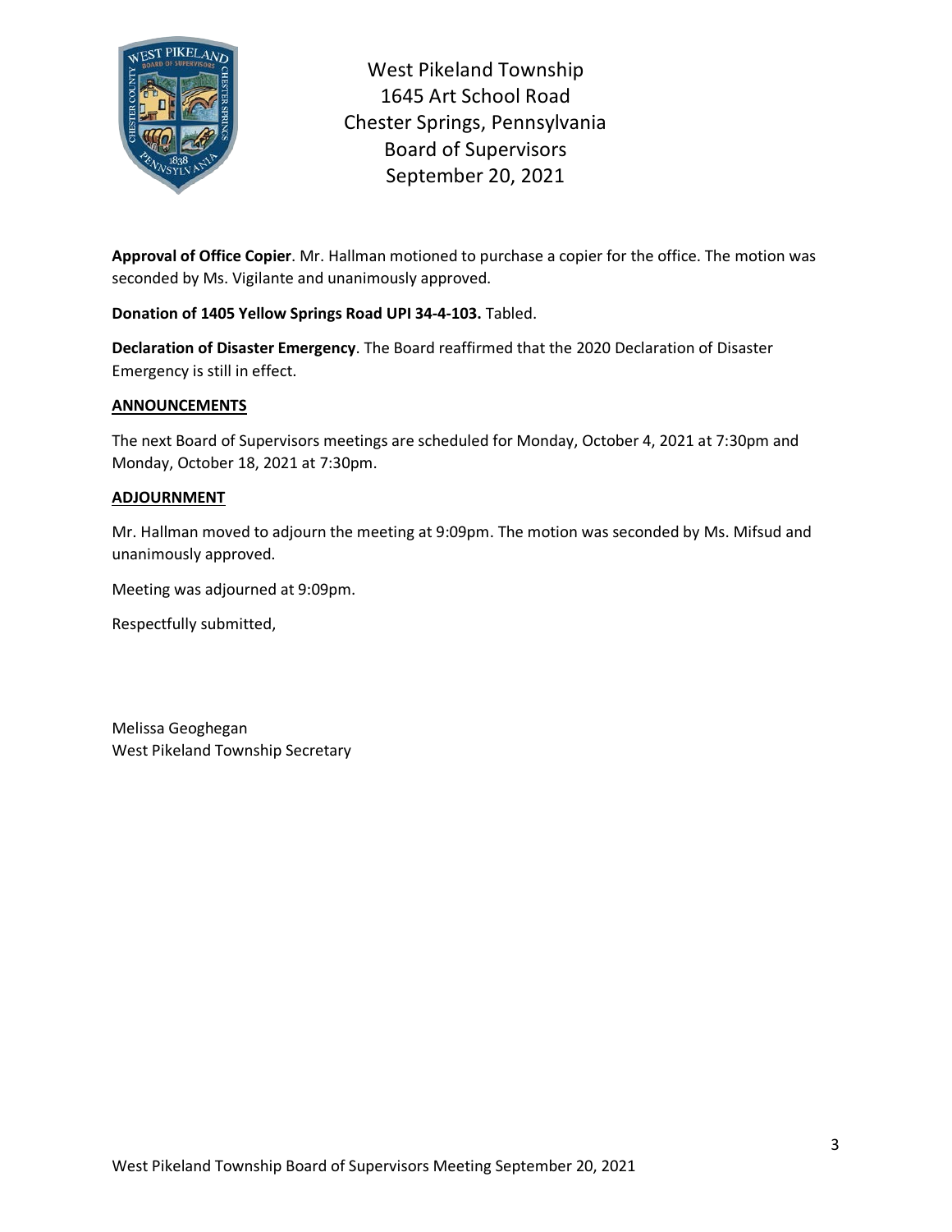West Pikeland Township
1645 Art School Road
Chester Springs, Pennsylvania
Board of Supervisors
September 20, 2021

**Approval of Office Copier**. Mr. Hallman motioned to purchase a copier for the office. The motion was seconded by Ms. Vigilante and unanimously approved.

**Donation of 1405 Yellow Springs Road UPI 34-4-103.** Tabled.

**Declaration of Disaster Emergency**. The Board reaffirmed that the 2020 Declaration of Disaster Emergency is still in effect.

## ANNOUNCEMENTS

The next Board of Supervisors meetings are scheduled for Monday, October 4, 2021 at 7:30pm and Monday, October 18, 2021 at 7:30pm.

## ADJOURNMENT

Mr. Hallman moved to adjourn the meeting at 9:09pm. The motion was seconded by Ms. Mifsud and unanimously approved.

Meeting was adjourned at 9:09pm.

Respectfully submitted,

Melissa Geoghegan
West Pikeland Township Secretary